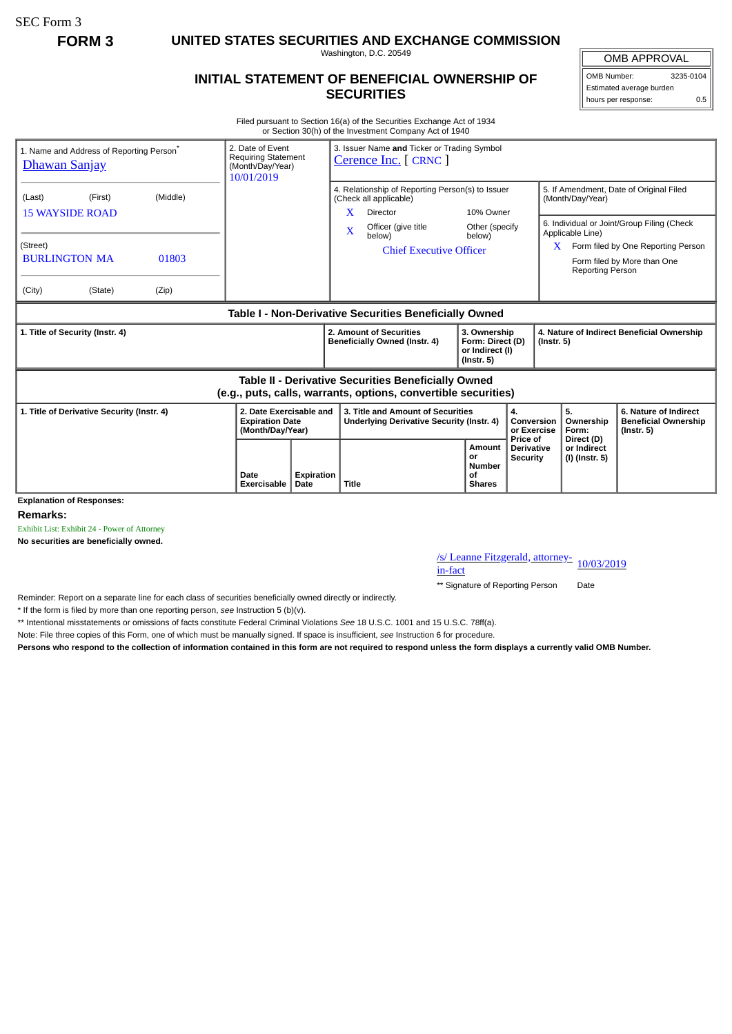SEC Form 3

**FORM 3**

# UNITED STATES SECURITIES AND EXCHANGE COMMISSION

Washington, D.C. 20549

## INITIAL STATEMENT OF BENEFICIAL OWNERSHIP OF SECURITIES

| OMB APPROVAL | |
|---|---|
| OMB Number: | 3235-0104 |
| Estimated average burden | |
| hours per response: | 0.5 |

Filed pursuant to Section 16(a) of the Securities Exchange Act of 1934
or Section 30(h) of the Investment Company Act of 1940

| 1. Name and Address of Reporting Person* | 2. Date of Event Requiring Statement (Month/Day/Year) | 3. Issuer Name **and** Ticker or Trading Symbol |
|---|---|---|
| Dhawan Sanjay | 10/01/2019 | Cerence Inc. [ CRNC ] |
| (Last) (First) (Middle) | | 4. Relationship of Reporting Person(s) to Issuer (Check all applicable) |
| 15 WAYSIDE ROAD | | X Director / 10% Owner |
| (Street) | | X Officer (give title below) / Other (specify below) |
| BURLINGTON MA 01803 | | Chief Executive Officer |
| (City) (State) (Zip) | | 5. If Amendment, Date of Original Filed (Month/Day/Year) |
| | | 6. Individual or Joint/Group Filing (Check Applicable Line) X Form filed by One Reporting Person / Form filed by More than One Reporting Person |

### Table I - Non-Derivative Securities Beneficially Owned

| 1. Title of Security (Instr. 4) | 2. Amount of Securities Beneficially Owned (Instr. 4) | 3. Ownership Form: Direct (D) or Indirect (I) (Instr. 5) | 4. Nature of Indirect Beneficial Ownership (Instr. 5) |
|---|---|---|---|

### Table II - Derivative Securities Beneficially Owned (e.g., puts, calls, warrants, options, convertible securities)

| 1. Title of Derivative Security (Instr. 4) | 2. Date Exercisable and Expiration Date (Month/Day/Year) | | 3. Title and Amount of Securities Underlying Derivative Security (Instr. 4) | | 4. Conversion or Exercise Price of Derivative Security | 5. Ownership Form: Direct (D) or Indirect (I) (Instr. 5) | 6. Nature of Indirect Beneficial Ownership (Instr. 5) |
|---|---|---|---|---|---|---|---|
| | Date Exercisable | Expiration Date | Title | Amount or Number of Shares | | | |

**Explanation of Responses:**

**Remarks:**

Exhibit List: Exhibit 24 - Power of Attorney

**No securities are beneficially owned.**

| /s/ Leanne Fitzgerald, attorney-in-fact | 10/03/2019 |
|---|---|
| ** Signature of Reporting Person | Date |

Reminder: Report on a separate line for each class of securities beneficially owned directly or indirectly.

* If the form is filed by more than one reporting person, *see* Instruction 5 (b)(v).

** Intentional misstatements or omissions of facts constitute Federal Criminal Violations *See* 18 U.S.C. 1001 and 15 U.S.C. 78ff(a).

Note: File three copies of this Form, one of which must be manually signed. If space is insufficient, *see* Instruction 6 for procedure.

**Persons who respond to the collection of information contained in this form are not required to respond unless the form displays a currently valid OMB Number.**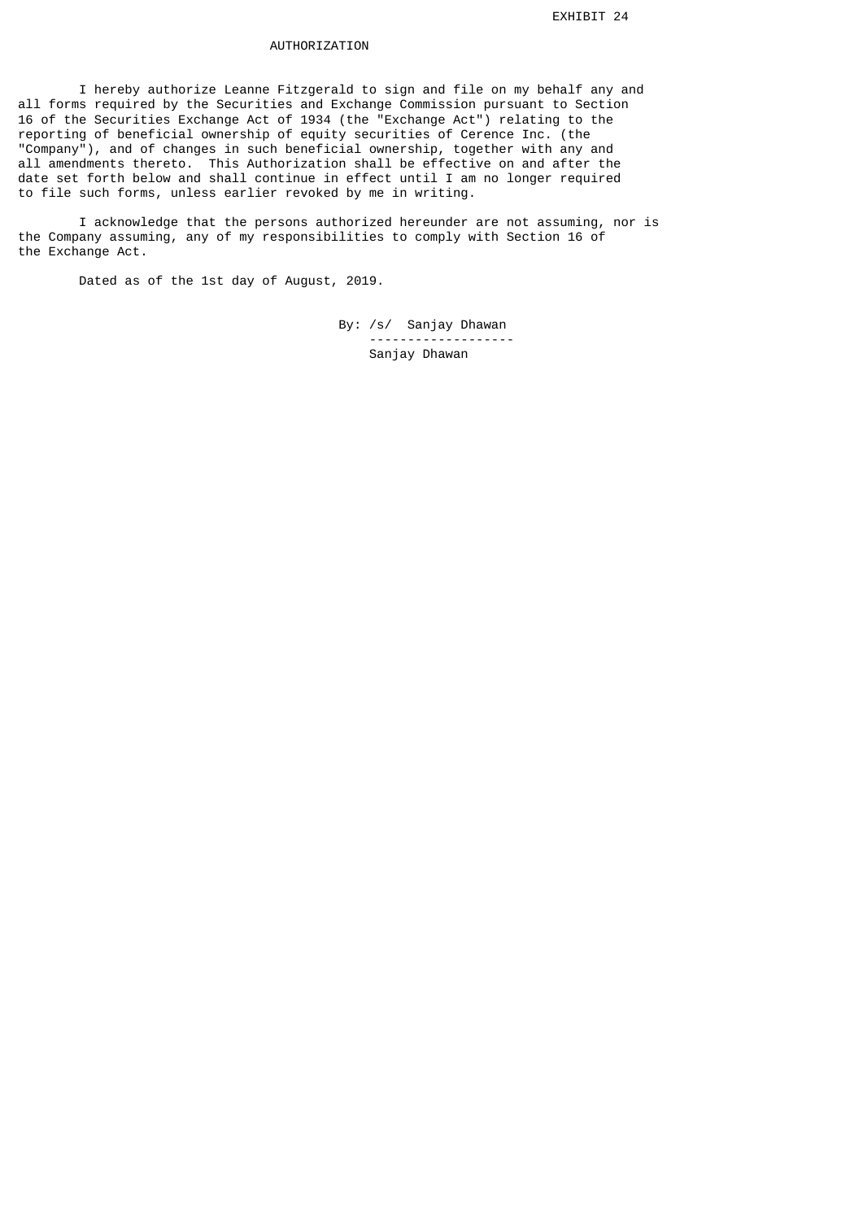EXHIBIT 24

# AUTHORIZATION

I hereby authorize Leanne Fitzgerald to sign and file on my behalf any and all forms required by the Securities and Exchange Commission pursuant to Section 16 of the Securities Exchange Act of 1934 (the "Exchange Act") relating to the reporting of beneficial ownership of equity securities of Cerence Inc. (the "Company"), and of changes in such beneficial ownership, together with any and all amendments thereto. This Authorization shall be effective on and after the date set forth below and shall continue in effect until I am no longer required to file such forms, unless earlier revoked by me in writing.

I acknowledge that the persons authorized hereunder are not assuming, nor is the Company assuming, any of my responsibilities to comply with Section 16 of the Exchange Act.

Dated as of the 1st day of August, 2019.

By: /s/ Sanjay Dhawan

-------------------

Sanjay Dhawan